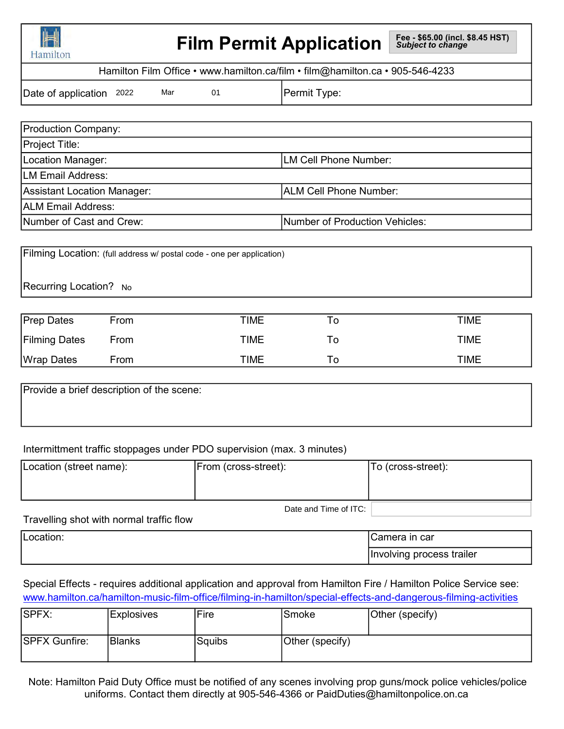Hamilton

# Film Permit Application

**Fee - $65.00 (incl. $8.45 HST)**
***Subject to change***

Hamilton Film Office • www.hamilton.ca/film • film@hamilton.ca • 905-546-4233

| Date of application 2022 Mar 01 | Permit Type: |
|---|---|

| Production Company: | |
|---|---|
| Project Title: | |
| Location Manager: | LM Cell Phone Number: |
| LM Email Address: | |
| Assistant Location Manager: | ALM Cell Phone Number: |
| ALM Email Address: | |
| Number of Cast and Crew: | Number of Production Vehicles: |

Filming Location: (full address w/ postal code - one per application)

Recurring Location? No

| | | | | |
|---|---|---|---|---|
| Prep Dates | From | TIME | To | TIME |
| Filming Dates | From | TIME | To | TIME |
| Wrap Dates | From | TIME | To | TIME |

Provide a brief description of the scene:

Intermittment traffic stoppages under PDO supervision (max. 3 minutes)

| Location (street name): | From (cross-street): | To (cross-street): |
|---|---|---|
| | | |

Date and Time of ITC:

Travelling shot with normal traffic flow

| Location: | Camera in car |
|---|---|
| | Involving process trailer |

Special Effects - requires additional application and approval from Hamilton Fire / Hamilton Police Service see: www.hamilton.ca/hamilton-music-film-office/filming-in-hamilton/special-effects-and-dangerous-filming-activities

| SPFX: | Explosives | Fire | Smoke | Other (specify) |
|---|---|---|---|---|
| SPFX Gunfire: | Blanks | Squibs | Other (specify) | |

Note: Hamilton Paid Duty Office must be notified of any scenes involving prop guns/mock police vehicles/police uniforms. Contact them directly at 905-546-4366 or PaidDuties@hamiltonpolice.on.ca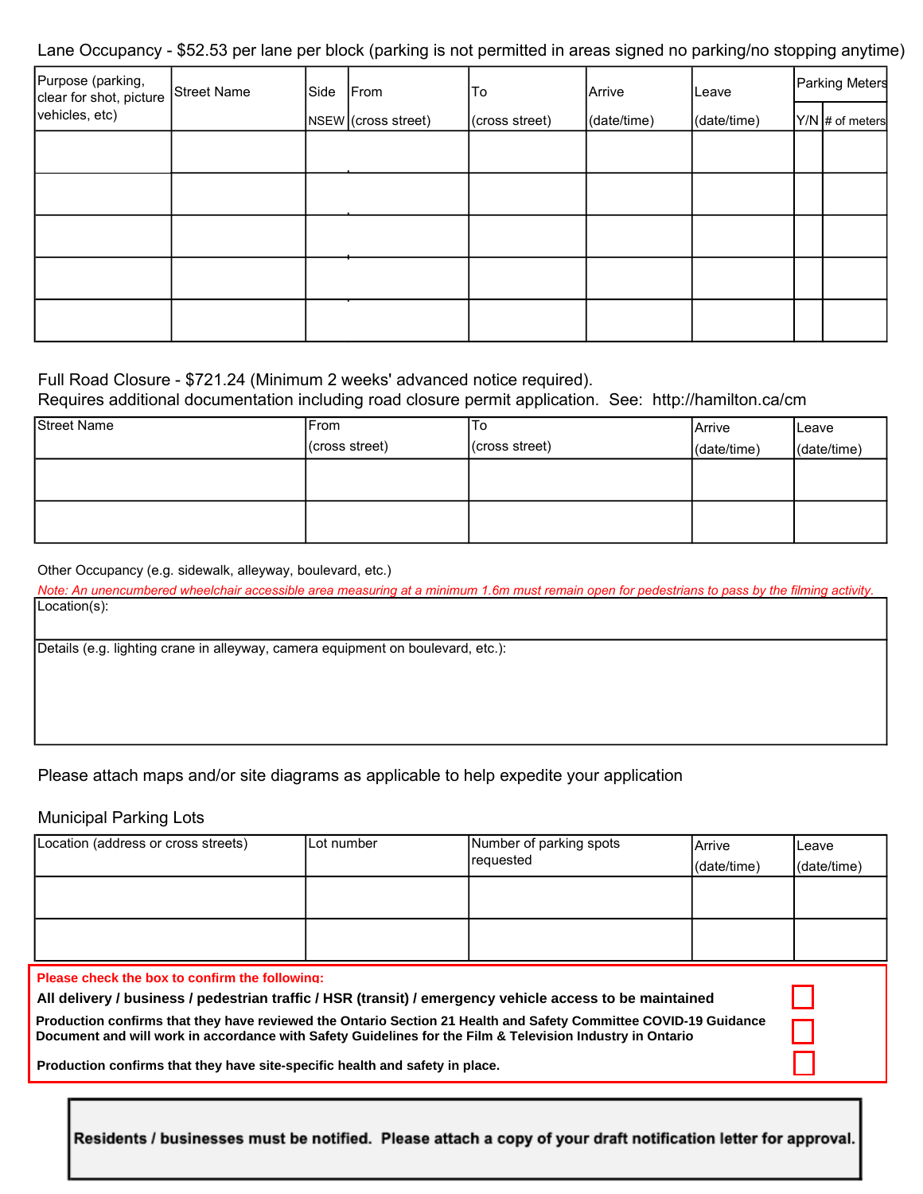Lane Occupancy - $52.53 per lane per block (parking is not permitted in areas signed no parking/no stopping anytime)

| Purpose (parking, clear for shot, picture vehicles, etc) | Street Name | Side NSEW | From (cross street) | To (cross street) | Arrive (date/time) | Leave (date/time) | Parking Meters Y/N | # of meters |
|---|---|---|---|---|---|---|---|---|
| | | | | | | | | |
| | | | | | | | | |
| | | | | | | | | |
| | | | | | | | | |
| | | | | | | | | |

Full Road Closure - $721.24 (Minimum 2 weeks' advanced notice required).
Requires additional documentation including road closure permit application. See: http://hamilton.ca/cm

| Street Name | From (cross street) | To (cross street) | Arrive (date/time) | Leave (date/time) |
|---|---|---|---|---|
| | | | | |
| | | | | |

Other Occupancy (e.g. sidewalk, alleyway, boulevard, etc.)

*Note: An unencumbered wheelchair accessible area measuring at a minimum 1.6m must remain open for pedestrians to pass by the filming activity.*

Location(s):

Details (e.g. lighting crane in alleyway, camera equipment on boulevard, etc.):

Please attach maps and/or site diagrams as applicable to help expedite your application

Municipal Parking Lots

| Location (address or cross streets) | Lot number | Number of parking spots requested | Arrive (date/time) | Leave (date/time) |
|---|---|---|---|---|
| | | | | |
| | | | | |

**Please check the box to confirm the following:**

**All delivery / business / pedestrian traffic / HSR (transit) / emergency vehicle access to be maintained** ☐

**Production confirms that they have reviewed the Ontario Section 21 Health and Safety Committee COVID-19 Guidance Document and will work in accordance with Safety Guidelines for the Film & Television Industry in Ontario** ☐

**Production confirms that they have site-specific health and safety in place.** ☐

**Residents / businesses must be notified. Please attach a copy of your draft notification letter for approval.**